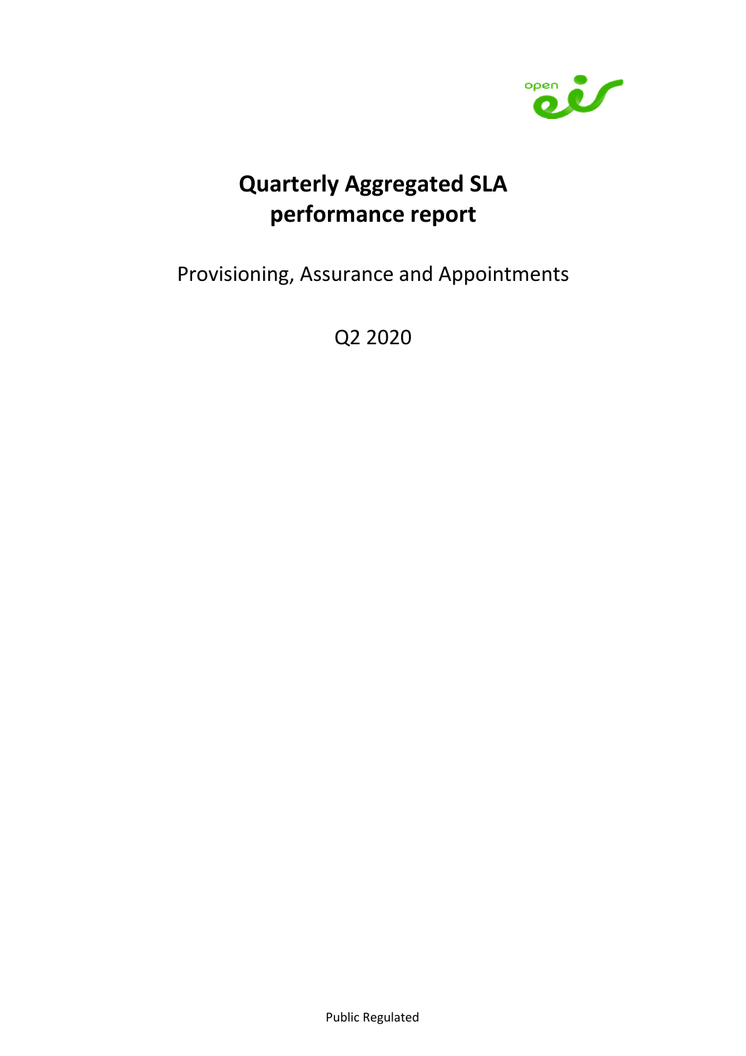# Quarterly Aggregated SLA performance report

Provisioning, Assurance and Appointments

Q2 2020

Public Regulated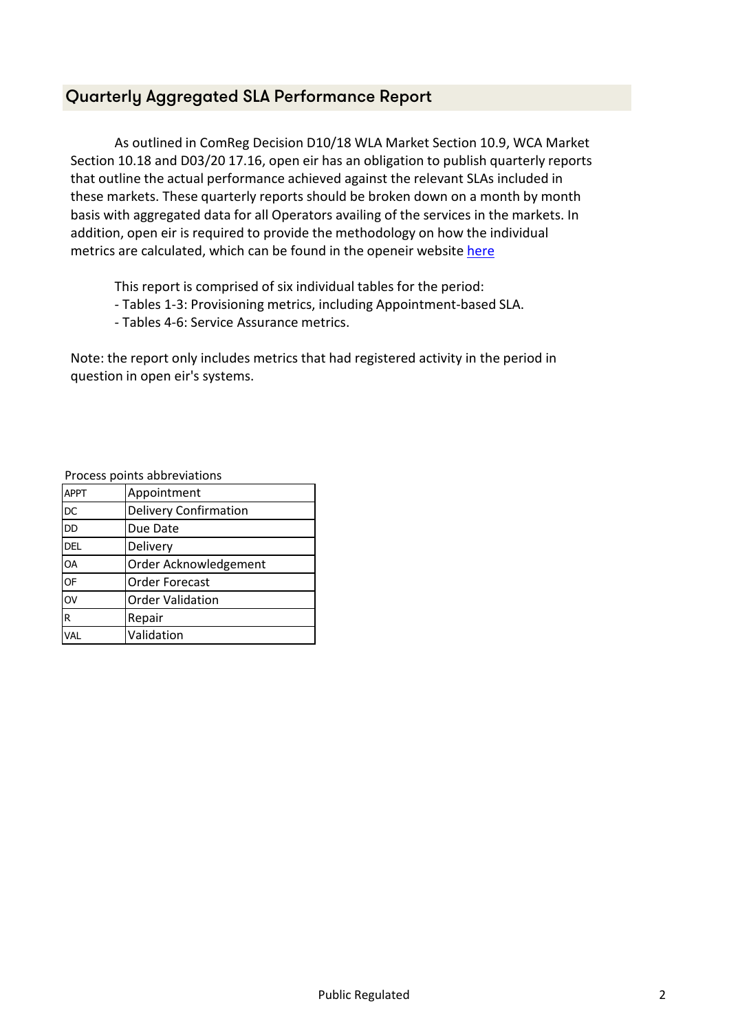## Quarterly Aggregated SLA Performance Report

As outlined in ComReg Decision D10/18 WLA Market Section 10.9, WCA Market Section 10.18 and D03/20 17.16, open eir has an obligation to publish quarterly reports that outline the actual performance achieved against the relevant SLAs included in these markets. These quarterly reports should be broken down on a month by month basis with aggregated data for all Operators availing of the services in the markets. In addition, open eir is required to provide the methodology on how the individual metrics are calculated, which can be found in the openeir website here

This report is comprised of six individual tables for the period:

- Tables 1-3: Provisioning metrics, including Appointment-based SLA.
- Tables 4-6: Service Assurance metrics.

Note: the report only includes metrics that had registered activity in the period in question in open eir's systems.

Process points abbreviations

| | |
|---|---|
| APPT | Appointment |
| DC | Delivery Confirmation |
| DD | Due Date |
| DEL | Delivery |
| OA | Order Acknowledgement |
| OF | Order Forecast |
| OV | Order Validation |
| R | Repair |
| VAL | Validation |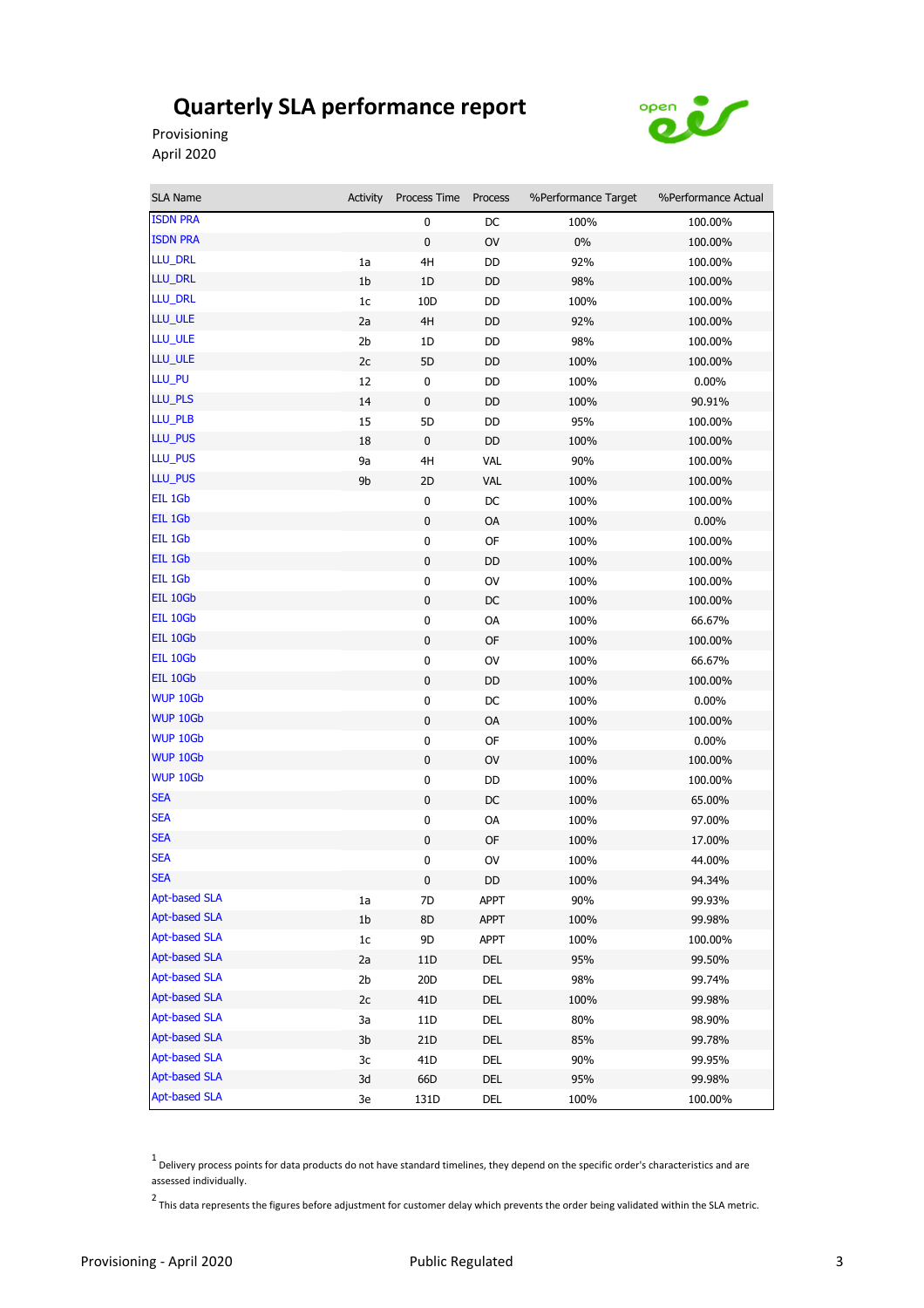# Quarterly SLA performance report

Provisioning
April 2020

| SLA Name | Activity | Process Time | Process | %Performance Target | %Performance Actual |
|---|---|---|---|---|---|
| ISDN PRA | | 0 | DC | 100% | 100.00% |
| ISDN PRA | | 0 | OV | 0% | 100.00% |
| LLU_DRL | 1a | 4H | DD | 92% | 100.00% |
| LLU_DRL | 1b | 1D | DD | 98% | 100.00% |
| LLU_DRL | 1c | 10D | DD | 100% | 100.00% |
| LLU_ULE | 2a | 4H | DD | 92% | 100.00% |
| LLU_ULE | 2b | 1D | DD | 98% | 100.00% |
| LLU_ULE | 2c | 5D | DD | 100% | 100.00% |
| LLU_PU | 12 | 0 | DD | 100% | 0.00% |
| LLU_PLS | 14 | 0 | DD | 100% | 90.91% |
| LLU_PLB | 15 | 5D | DD | 95% | 100.00% |
| LLU_PUS | 18 | 0 | DD | 100% | 100.00% |
| LLU_PUS | 9a | 4H | VAL | 90% | 100.00% |
| LLU_PUS | 9b | 2D | VAL | 100% | 100.00% |
| EIL 1Gb | | 0 | DC | 100% | 100.00% |
| EIL 1Gb | | 0 | OA | 100% | 0.00% |
| EIL 1Gb | | 0 | OF | 100% | 100.00% |
| EIL 1Gb | | 0 | DD | 100% | 100.00% |
| EIL 1Gb | | 0 | OV | 100% | 100.00% |
| EIL 10Gb | | 0 | DC | 100% | 100.00% |
| EIL 10Gb | | 0 | OA | 100% | 66.67% |
| EIL 10Gb | | 0 | OF | 100% | 100.00% |
| EIL 10Gb | | 0 | OV | 100% | 66.67% |
| EIL 10Gb | | 0 | DD | 100% | 100.00% |
| WUP 10Gb | | 0 | DC | 100% | 0.00% |
| WUP 10Gb | | 0 | OA | 100% | 100.00% |
| WUP 10Gb | | 0 | OF | 100% | 0.00% |
| WUP 10Gb | | 0 | OV | 100% | 100.00% |
| WUP 10Gb | | 0 | DD | 100% | 100.00% |
| SEA | | 0 | DC | 100% | 65.00% |
| SEA | | 0 | OA | 100% | 97.00% |
| SEA | | 0 | OF | 100% | 17.00% |
| SEA | | 0 | OV | 100% | 44.00% |
| SEA | | 0 | DD | 100% | 94.34% |
| Apt-based SLA | 1a | 7D | APPT | 90% | 99.93% |
| Apt-based SLA | 1b | 8D | APPT | 100% | 99.98% |
| Apt-based SLA | 1c | 9D | APPT | 100% | 100.00% |
| Apt-based SLA | 2a | 11D | DEL | 95% | 99.50% |
| Apt-based SLA | 2b | 20D | DEL | 98% | 99.74% |
| Apt-based SLA | 2c | 41D | DEL | 100% | 99.98% |
| Apt-based SLA | 3a | 11D | DEL | 80% | 98.90% |
| Apt-based SLA | 3b | 21D | DEL | 85% | 99.78% |
| Apt-based SLA | 3c | 41D | DEL | 90% | 99.95% |
| Apt-based SLA | 3d | 66D | DEL | 95% | 99.98% |
| Apt-based SLA | 3e | 131D | DEL | 100% | 100.00% |

[1] Delivery process points for data products do not have standard timelines, they depend on the specific order's characteristics and are assessed individually.

[2] This data represents the figures before adjustment for customer delay which prevents the order being validated within the SLA metric.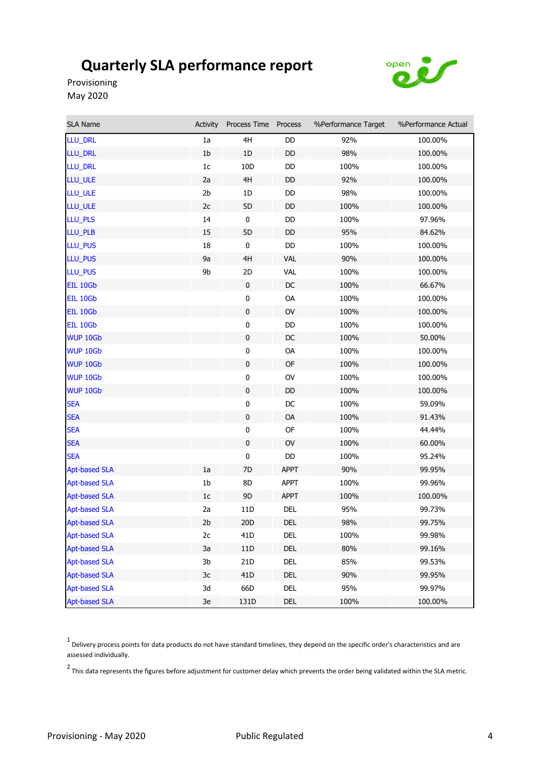# Quarterly SLA performance report

Provisioning
May 2020

| SLA Name | Activity | Process Time | Process | %Performance Target | %Performance Actual |
|---|---|---|---|---|---|
| LLU_DRL | 1a | 4H | DD | 92% | 100.00% |
| LLU_DRL | 1b | 1D | DD | 98% | 100.00% |
| LLU_DRL | 1c | 10D | DD | 100% | 100.00% |
| LLU_ULE | 2a | 4H | DD | 92% | 100.00% |
| LLU_ULE | 2b | 1D | DD | 98% | 100.00% |
| LLU_ULE | 2c | 5D | DD | 100% | 100.00% |
| LLU_PLS | 14 | 0 | DD | 100% | 97.96% |
| LLU_PLB | 15 | 5D | DD | 95% | 84.62% |
| LLU_PUS | 18 | 0 | DD | 100% | 100.00% |
| LLU_PUS | 9a | 4H | VAL | 90% | 100.00% |
| LLU_PUS | 9b | 2D | VAL | 100% | 100.00% |
| EIL 10Gb | | 0 | DC | 100% | 66.67% |
| EIL 10Gb | | 0 | OA | 100% | 100.00% |
| EIL 10Gb | | 0 | OV | 100% | 100.00% |
| EIL 10Gb | | 0 | DD | 100% | 100.00% |
| WUP 10Gb | | 0 | DC | 100% | 50.00% |
| WUP 10Gb | | 0 | OA | 100% | 100.00% |
| WUP 10Gb | | 0 | OF | 100% | 100.00% |
| WUP 10Gb | | 0 | OV | 100% | 100.00% |
| WUP 10Gb | | 0 | DD | 100% | 100.00% |
| SEA | | 0 | DC | 100% | 59.09% |
| SEA | | 0 | OA | 100% | 91.43% |
| SEA | | 0 | OF | 100% | 44.44% |
| SEA | | 0 | OV | 100% | 60.00% |
| SEA | | 0 | DD | 100% | 95.24% |
| Apt-based SLA | 1a | 7D | APPT | 90% | 99.95% |
| Apt-based SLA | 1b | 8D | APPT | 100% | 99.96% |
| Apt-based SLA | 1c | 9D | APPT | 100% | 100.00% |
| Apt-based SLA | 2a | 11D | DEL | 95% | 99.73% |
| Apt-based SLA | 2b | 20D | DEL | 98% | 99.75% |
| Apt-based SLA | 2c | 41D | DEL | 100% | 99.98% |
| Apt-based SLA | 3a | 11D | DEL | 80% | 99.16% |
| Apt-based SLA | 3b | 21D | DEL | 85% | 99.53% |
| Apt-based SLA | 3c | 41D | DEL | 90% | 99.95% |
| Apt-based SLA | 3d | 66D | DEL | 95% | 99.97% |
| Apt-based SLA | 3e | 131D | DEL | 100% | 100.00% |

[1] Delivery process points for data products do not have standard timelines, they depend on the specific order's characteristics and are assessed individually.

[2] This data represents the figures before adjustment for customer delay which prevents the order being validated within the SLA metric.

Provisioning - May 2020 Public Regulated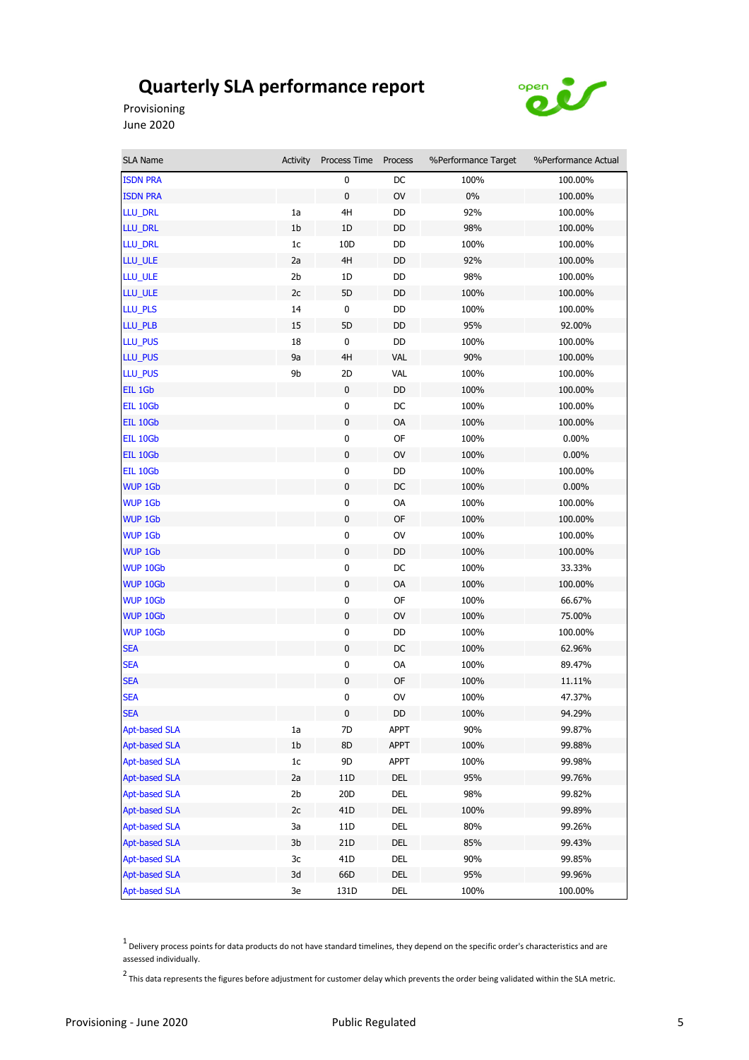# Quarterly SLA performance report

Provisioning
June 2020

| SLA Name | Activity | Process Time | Process | %Performance Target | %Performance Actual |
|---|---|---|---|---|---|
| ISDN PRA | | 0 | DC | 100% | 100.00% |
| ISDN PRA | | 0 | OV | 0% | 100.00% |
| LLU_DRL | 1a | 4H | DD | 92% | 100.00% |
| LLU_DRL | 1b | 1D | DD | 98% | 100.00% |
| LLU_DRL | 1c | 10D | DD | 100% | 100.00% |
| LLU_ULE | 2a | 4H | DD | 92% | 100.00% |
| LLU_ULE | 2b | 1D | DD | 98% | 100.00% |
| LLU_ULE | 2c | 5D | DD | 100% | 100.00% |
| LLU_PLS | 14 | 0 | DD | 100% | 100.00% |
| LLU_PLB | 15 | 5D | DD | 95% | 92.00% |
| LLU_PUS | 18 | 0 | DD | 100% | 100.00% |
| LLU_PUS | 9a | 4H | VAL | 90% | 100.00% |
| LLU_PUS | 9b | 2D | VAL | 100% | 100.00% |
| EIL 1Gb | | 0 | DD | 100% | 100.00% |
| EIL 10Gb | | 0 | DC | 100% | 100.00% |
| EIL 10Gb | | 0 | OA | 100% | 100.00% |
| EIL 10Gb | | 0 | OF | 100% | 0.00% |
| EIL 10Gb | | 0 | OV | 100% | 0.00% |
| EIL 10Gb | | 0 | DD | 100% | 100.00% |
| WUP 1Gb | | 0 | DC | 100% | 0.00% |
| WUP 1Gb | | 0 | OA | 100% | 100.00% |
| WUP 1Gb | | 0 | OF | 100% | 100.00% |
| WUP 1Gb | | 0 | OV | 100% | 100.00% |
| WUP 1Gb | | 0 | DD | 100% | 100.00% |
| WUP 10Gb | | 0 | DC | 100% | 33.33% |
| WUP 10Gb | | 0 | OA | 100% | 100.00% |
| WUP 10Gb | | 0 | OF | 100% | 66.67% |
| WUP 10Gb | | 0 | OV | 100% | 75.00% |
| WUP 10Gb | | 0 | DD | 100% | 100.00% |
| SEA | | 0 | DC | 100% | 62.96% |
| SEA | | 0 | OA | 100% | 89.47% |
| SEA | | 0 | OF | 100% | 11.11% |
| SEA | | 0 | OV | 100% | 47.37% |
| SEA | | 0 | DD | 100% | 94.29% |
| Apt-based SLA | 1a | 7D | APPT | 90% | 99.87% |
| Apt-based SLA | 1b | 8D | APPT | 100% | 99.88% |
| Apt-based SLA | 1c | 9D | APPT | 100% | 99.98% |
| Apt-based SLA | 2a | 11D | DEL | 95% | 99.76% |
| Apt-based SLA | 2b | 20D | DEL | 98% | 99.82% |
| Apt-based SLA | 2c | 41D | DEL | 100% | 99.89% |
| Apt-based SLA | 3a | 11D | DEL | 80% | 99.26% |
| Apt-based SLA | 3b | 21D | DEL | 85% | 99.43% |
| Apt-based SLA | 3c | 41D | DEL | 90% | 99.85% |
| Apt-based SLA | 3d | 66D | DEL | 95% | 99.96% |
| Apt-based SLA | 3e | 131D | DEL | 100% | 100.00% |

[1] Delivery process points for data products do not have standard timelines, they depend on the specific order's characteristics and are assessed individually.

[2] This data represents the figures before adjustment for customer delay which prevents the order being validated within the SLA metric.

Public Regulated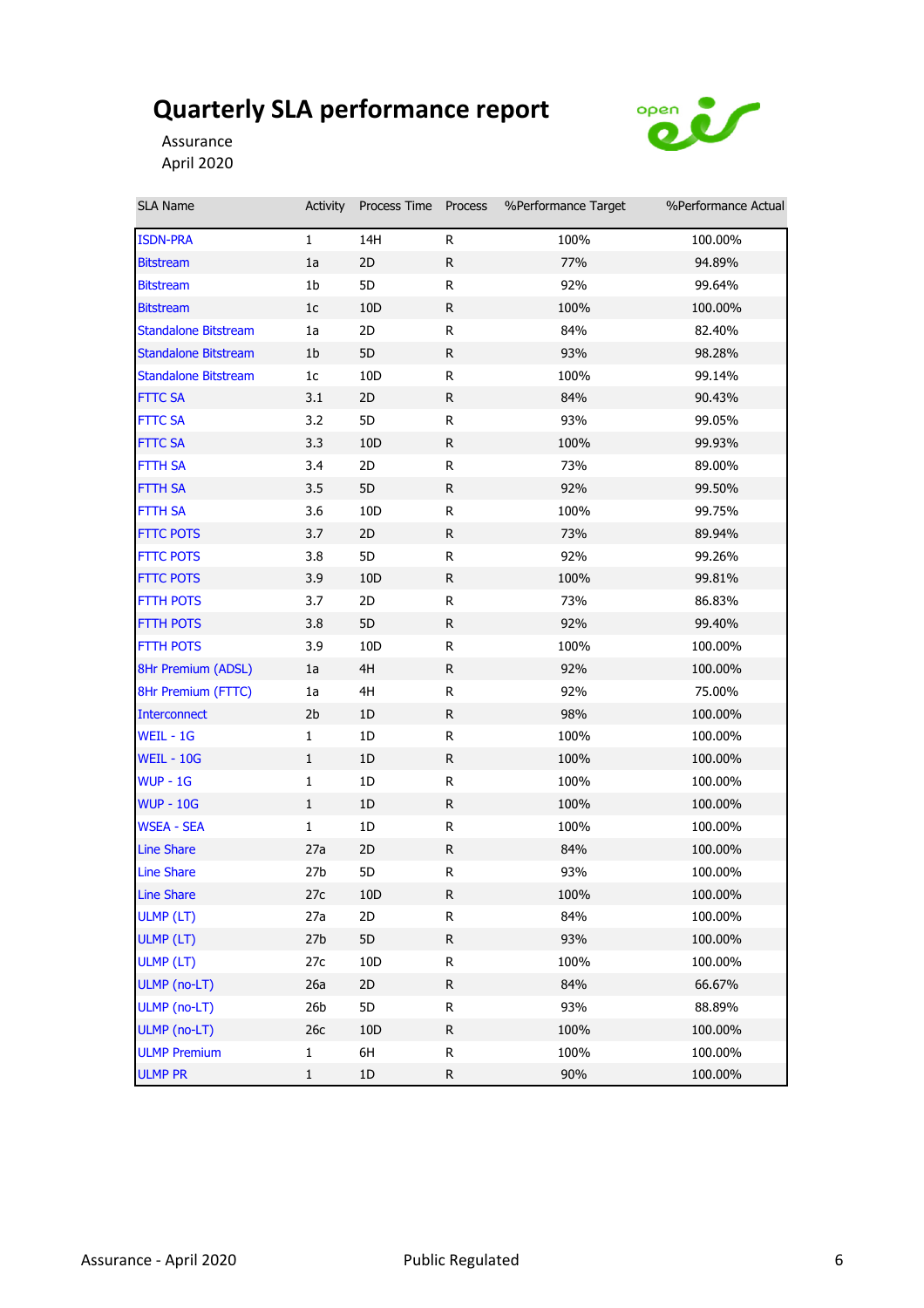# Quarterly SLA performance report

Assurance
April 2020

| SLA Name | Activity | Process Time | Process | %Performance Target | %Performance Actual |
|---|---|---|---|---|---|
| ISDN-PRA | 1 | 14H | R | 100% | 100.00% |
| Bitstream | 1a | 2D | R | 77% | 94.89% |
| Bitstream | 1b | 5D | R | 92% | 99.64% |
| Bitstream | 1c | 10D | R | 100% | 100.00% |
| Standalone Bitstream | 1a | 2D | R | 84% | 82.40% |
| Standalone Bitstream | 1b | 5D | R | 93% | 98.28% |
| Standalone Bitstream | 1c | 10D | R | 100% | 99.14% |
| FTTC SA | 3.1 | 2D | R | 84% | 90.43% |
| FTTC SA | 3.2 | 5D | R | 93% | 99.05% |
| FTTC SA | 3.3 | 10D | R | 100% | 99.93% |
| FTTH SA | 3.4 | 2D | R | 73% | 89.00% |
| FTTH SA | 3.5 | 5D | R | 92% | 99.50% |
| FTTH SA | 3.6 | 10D | R | 100% | 99.75% |
| FTTC POTS | 3.7 | 2D | R | 73% | 89.94% |
| FTTC POTS | 3.8 | 5D | R | 92% | 99.26% |
| FTTC POTS | 3.9 | 10D | R | 100% | 99.81% |
| FTTH POTS | 3.7 | 2D | R | 73% | 86.83% |
| FTTH POTS | 3.8 | 5D | R | 92% | 99.40% |
| FTTH POTS | 3.9 | 10D | R | 100% | 100.00% |
| 8Hr Premium (ADSL) | 1a | 4H | R | 92% | 100.00% |
| 8Hr Premium (FTTC) | 1a | 4H | R | 92% | 75.00% |
| Interconnect | 2b | 1D | R | 98% | 100.00% |
| WEIL - 1G | 1 | 1D | R | 100% | 100.00% |
| WEIL - 10G | 1 | 1D | R | 100% | 100.00% |
| WUP - 1G | 1 | 1D | R | 100% | 100.00% |
| WUP - 10G | 1 | 1D | R | 100% | 100.00% |
| WSEA - SEA | 1 | 1D | R | 100% | 100.00% |
| Line Share | 27a | 2D | R | 84% | 100.00% |
| Line Share | 27b | 5D | R | 93% | 100.00% |
| Line Share | 27c | 10D | R | 100% | 100.00% |
| ULMP (LT) | 27a | 2D | R | 84% | 100.00% |
| ULMP (LT) | 27b | 5D | R | 93% | 100.00% |
| ULMP (LT) | 27c | 10D | R | 100% | 100.00% |
| ULMP (no-LT) | 26a | 2D | R | 84% | 66.67% |
| ULMP (no-LT) | 26b | 5D | R | 93% | 88.89% |
| ULMP (no-LT) | 26c | 10D | R | 100% | 100.00% |
| ULMP Premium | 1 | 6H | R | 100% | 100.00% |
| ULMP PR | 1 | 1D | R | 90% | 100.00% |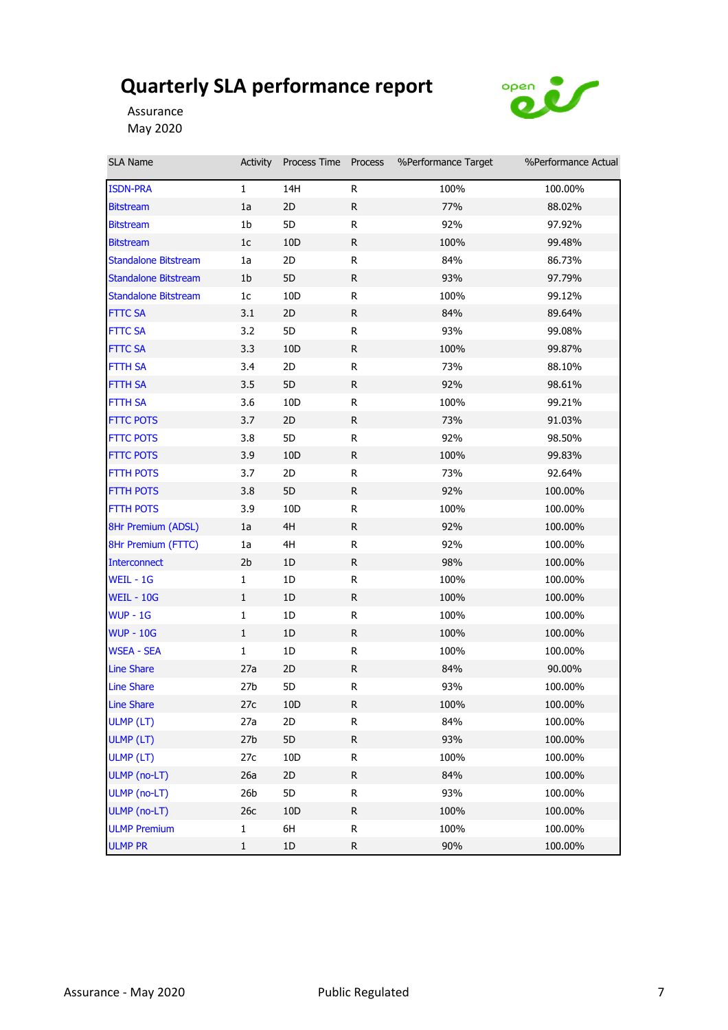# Quarterly SLA performance report

Assurance
May 2020

| SLA Name | Activity | Process Time | Process | %Performance Target | %Performance Actual |
|---|---|---|---|---|---|
| ISDN-PRA | 1 | 14H | R | 100% | 100.00% |
| Bitstream | 1a | 2D | R | 77% | 88.02% |
| Bitstream | 1b | 5D | R | 92% | 97.92% |
| Bitstream | 1c | 10D | R | 100% | 99.48% |
| Standalone Bitstream | 1a | 2D | R | 84% | 86.73% |
| Standalone Bitstream | 1b | 5D | R | 93% | 97.79% |
| Standalone Bitstream | 1c | 10D | R | 100% | 99.12% |
| FTTC SA | 3.1 | 2D | R | 84% | 89.64% |
| FTTC SA | 3.2 | 5D | R | 93% | 99.08% |
| FTTC SA | 3.3 | 10D | R | 100% | 99.87% |
| FTTH SA | 3.4 | 2D | R | 73% | 88.10% |
| FTTH SA | 3.5 | 5D | R | 92% | 98.61% |
| FTTH SA | 3.6 | 10D | R | 100% | 99.21% |
| FTTC POTS | 3.7 | 2D | R | 73% | 91.03% |
| FTTC POTS | 3.8 | 5D | R | 92% | 98.50% |
| FTTC POTS | 3.9 | 10D | R | 100% | 99.83% |
| FTTH POTS | 3.7 | 2D | R | 73% | 92.64% |
| FTTH POTS | 3.8 | 5D | R | 92% | 100.00% |
| FTTH POTS | 3.9 | 10D | R | 100% | 100.00% |
| 8Hr Premium (ADSL) | 1a | 4H | R | 92% | 100.00% |
| 8Hr Premium (FTTC) | 1a | 4H | R | 92% | 100.00% |
| Interconnect | 2b | 1D | R | 98% | 100.00% |
| WEIL - 1G | 1 | 1D | R | 100% | 100.00% |
| WEIL - 10G | 1 | 1D | R | 100% | 100.00% |
| WUP - 1G | 1 | 1D | R | 100% | 100.00% |
| WUP - 10G | 1 | 1D | R | 100% | 100.00% |
| WSEA - SEA | 1 | 1D | R | 100% | 100.00% |
| Line Share | 27a | 2D | R | 84% | 90.00% |
| Line Share | 27b | 5D | R | 93% | 100.00% |
| Line Share | 27c | 10D | R | 100% | 100.00% |
| ULMP (LT) | 27a | 2D | R | 84% | 100.00% |
| ULMP (LT) | 27b | 5D | R | 93% | 100.00% |
| ULMP (LT) | 27c | 10D | R | 100% | 100.00% |
| ULMP (no-LT) | 26a | 2D | R | 84% | 100.00% |
| ULMP (no-LT) | 26b | 5D | R | 93% | 100.00% |
| ULMP (no-LT) | 26c | 10D | R | 100% | 100.00% |
| ULMP Premium | 1 | 6H | R | 100% | 100.00% |
| ULMP PR | 1 | 1D | R | 90% | 100.00% |

Public Regulated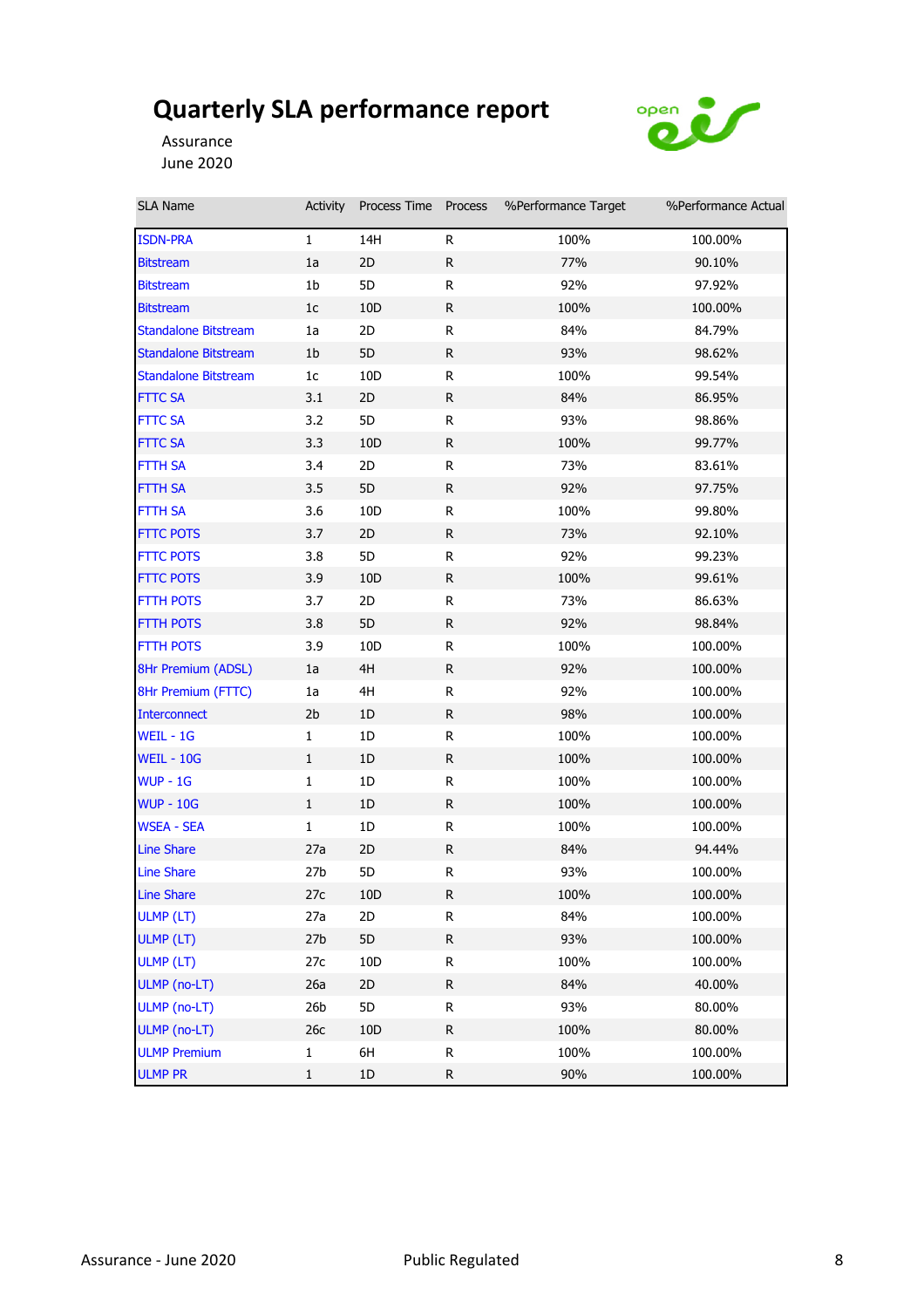# Quarterly SLA performance report

Assurance
June 2020

| SLA Name | Activity | Process Time | Process | %Performance Target | %Performance Actual |
|---|---|---|---|---|---|
| ISDN-PRA | 1 | 14H | R | 100% | 100.00% |
| Bitstream | 1a | 2D | R | 77% | 90.10% |
| Bitstream | 1b | 5D | R | 92% | 97.92% |
| Bitstream | 1c | 10D | R | 100% | 100.00% |
| Standalone Bitstream | 1a | 2D | R | 84% | 84.79% |
| Standalone Bitstream | 1b | 5D | R | 93% | 98.62% |
| Standalone Bitstream | 1c | 10D | R | 100% | 99.54% |
| FTTC SA | 3.1 | 2D | R | 84% | 86.95% |
| FTTC SA | 3.2 | 5D | R | 93% | 98.86% |
| FTTC SA | 3.3 | 10D | R | 100% | 99.77% |
| FTTH SA | 3.4 | 2D | R | 73% | 83.61% |
| FTTH SA | 3.5 | 5D | R | 92% | 97.75% |
| FTTH SA | 3.6 | 10D | R | 100% | 99.80% |
| FTTC POTS | 3.7 | 2D | R | 73% | 92.10% |
| FTTC POTS | 3.8 | 5D | R | 92% | 99.23% |
| FTTC POTS | 3.9 | 10D | R | 100% | 99.61% |
| FTTH POTS | 3.7 | 2D | R | 73% | 86.63% |
| FTTH POTS | 3.8 | 5D | R | 92% | 98.84% |
| FTTH POTS | 3.9 | 10D | R | 100% | 100.00% |
| 8Hr Premium (ADSL) | 1a | 4H | R | 92% | 100.00% |
| 8Hr Premium (FTTC) | 1a | 4H | R | 92% | 100.00% |
| Interconnect | 2b | 1D | R | 98% | 100.00% |
| WEIL - 1G | 1 | 1D | R | 100% | 100.00% |
| WEIL - 10G | 1 | 1D | R | 100% | 100.00% |
| WUP - 1G | 1 | 1D | R | 100% | 100.00% |
| WUP - 10G | 1 | 1D | R | 100% | 100.00% |
| WSEA - SEA | 1 | 1D | R | 100% | 100.00% |
| Line Share | 27a | 2D | R | 84% | 94.44% |
| Line Share | 27b | 5D | R | 93% | 100.00% |
| Line Share | 27c | 10D | R | 100% | 100.00% |
| ULMP (LT) | 27a | 2D | R | 84% | 100.00% |
| ULMP (LT) | 27b | 5D | R | 93% | 100.00% |
| ULMP (LT) | 27c | 10D | R | 100% | 100.00% |
| ULMP (no-LT) | 26a | 2D | R | 84% | 40.00% |
| ULMP (no-LT) | 26b | 5D | R | 93% | 80.00% |
| ULMP (no-LT) | 26c | 10D | R | 100% | 80.00% |
| ULMP Premium | 1 | 6H | R | 100% | 100.00% |
| ULMP PR | 1 | 1D | R | 90% | 100.00% |

Public Regulated